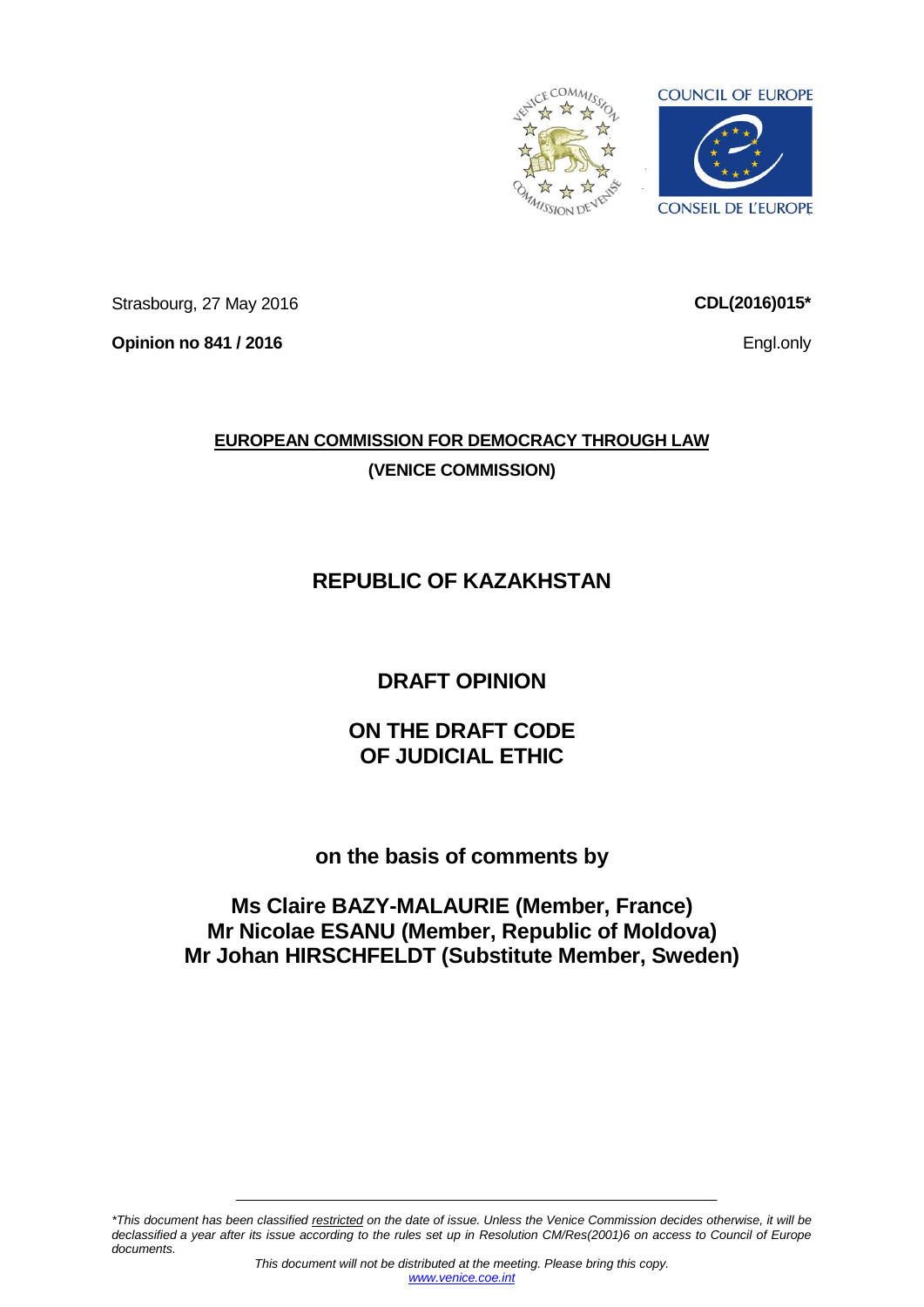COUNCIL OF EUROPE

CONSEIL DE L'EUROPE

Strasbourg, 27 May 2016

**CDL(2016)015***

**Opinion no 841 / 2016**

Engl.only

**EUROPEAN COMMISSION FOR DEMOCRACY THROUGH LAW**

**(VENICE COMMISSION)**

# REPUBLIC OF KAZAKHSTAN

# DRAFT OPINION

# ON THE DRAFT CODE OF JUDICIAL ETHIC

## on the basis of comments by

## Ms Claire BAZY-MALAURIE (Member, France)
## Mr Nicolae ESANU (Member, Republic of Moldova)
## Mr Johan HIRSCHFELDT (Substitute Member, Sweden)

*\*This document has been classified restricted on the date of issue. Unless the Venice Commission decides otherwise, it will be declassified a year after its issue according to the rules set up in Resolution CM/Res(2001)6 on access to Council of Europe documents.*

*This document will not be distributed at the meeting. Please bring this copy.*

*www.venice.coe.int*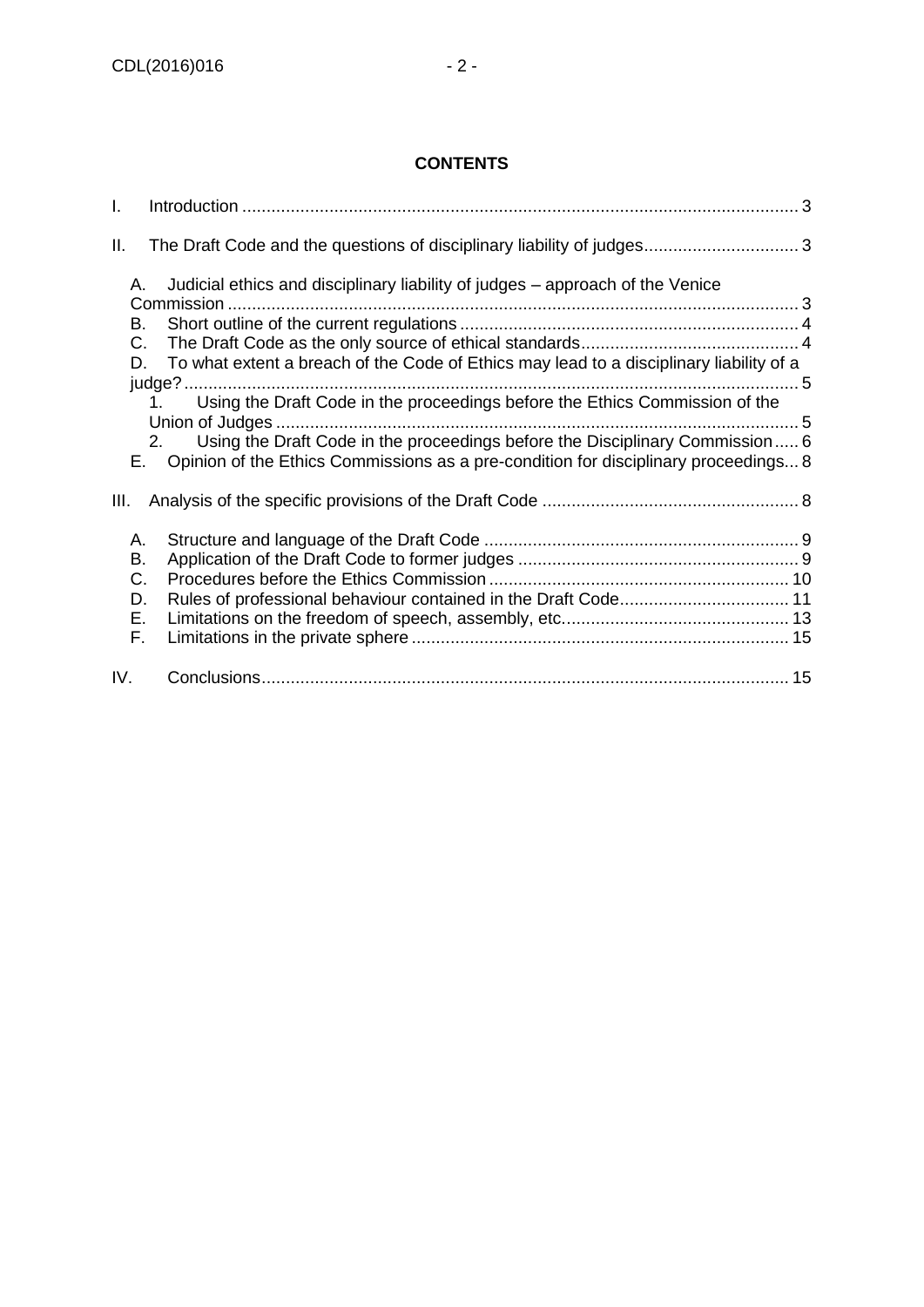**CONTENTS**

I. Introduction ..................................................................................................................... 3

II. The Draft Code and the questions of disciplinary liability of judges................................ 3

  A. Judicial ethics and disciplinary liability of judges – approach of the Venice Commission ..................................................................................................................... 3
  B. Short outline of the current regulations ...................................................................... 4
  C. The Draft Code as the only source of ethical standards............................................. 4
  D. To what extent a breach of the Code of Ethics may lead to a disciplinary liability of a judge? ............................................................................................................................... 5
    1. Using the Draft Code in the proceedings before the Ethics Commission of the Union of Judges ............................................................................................................ 5
    2. Using the Draft Code in the proceedings before the Disciplinary Commission ..... 6
  E. Opinion of the Ethics Commissions as a pre-condition for disciplinary proceedings... 8

III. Analysis of the specific provisions of the Draft Code ..................................................... 8

  A. Structure and language of the Draft Code ................................................................. 9
  B. Application of the Draft Code to former judges .......................................................... 9
  C. Procedures before the Ethics Commission .............................................................. 10
  D. Rules of professional behaviour contained in the Draft Code................................... 11
  E. Limitations on the freedom of speech, assembly, etc............................................... 13
  F. Limitations in the private sphere .............................................................................. 15

IV. Conclusions............................................................................................................. 15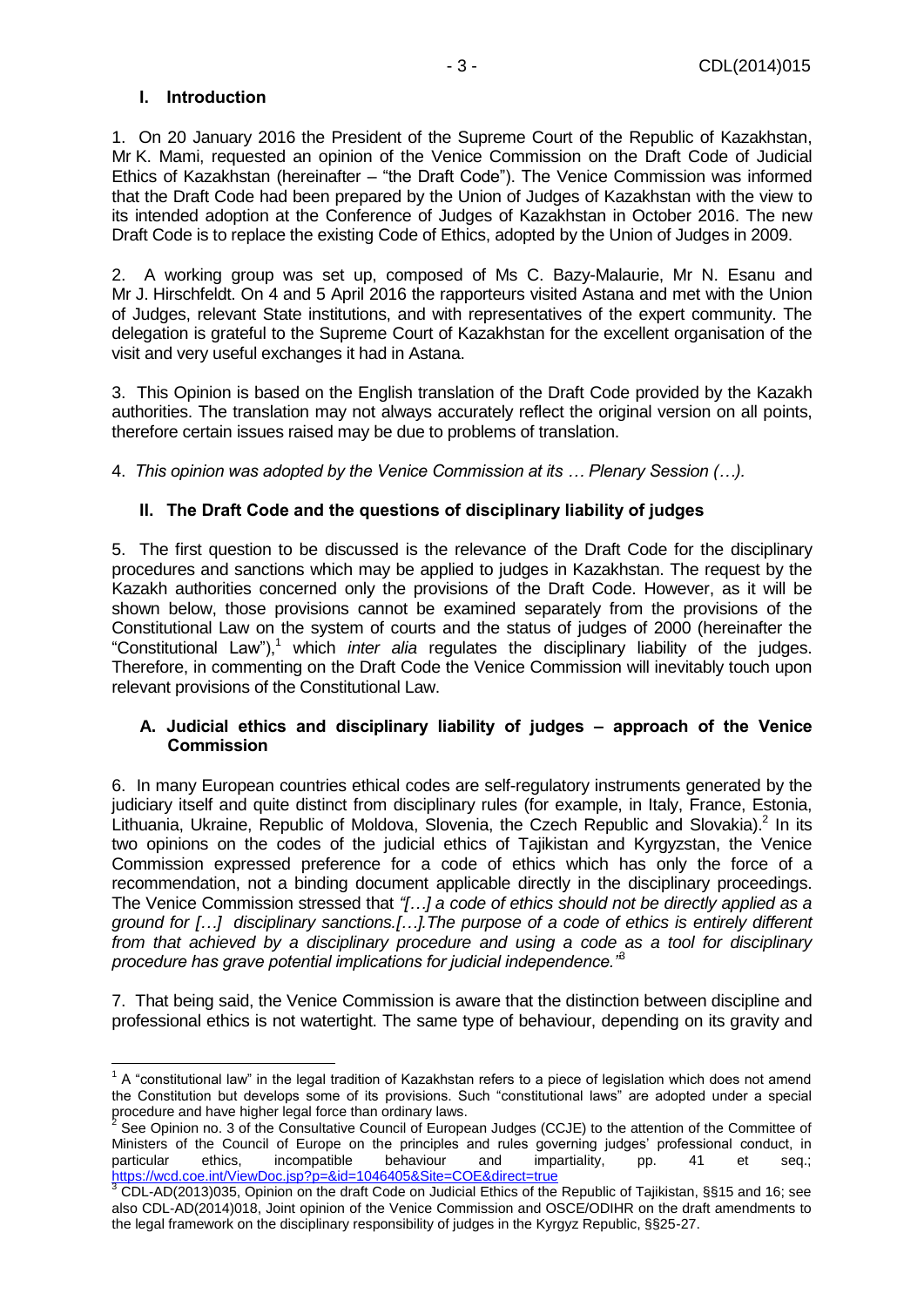## I. Introduction

1. On 20 January 2016 the President of the Supreme Court of the Republic of Kazakhstan, Mr K. Mami, requested an opinion of the Venice Commission on the Draft Code of Judicial Ethics of Kazakhstan (hereinafter – "the Draft Code"). The Venice Commission was informed that the Draft Code had been prepared by the Union of Judges of Kazakhstan with the view to its intended adoption at the Conference of Judges of Kazakhstan in October 2016. The new Draft Code is to replace the existing Code of Ethics, adopted by the Union of Judges in 2009.

2. A working group was set up, composed of Ms C. Bazy-Malaurie, Mr N. Esanu and Mr J. Hirschfeldt. On 4 and 5 April 2016 the rapporteurs visited Astana and met with the Union of Judges, relevant State institutions, and with representatives of the expert community. The delegation is grateful to the Supreme Court of Kazakhstan for the excellent organisation of the visit and very useful exchanges it had in Astana.

3. This Opinion is based on the English translation of the Draft Code provided by the Kazakh authorities. The translation may not always accurately reflect the original version on all points, therefore certain issues raised may be due to problems of translation.

4. *This opinion was adopted by the Venice Commission at its … Plenary Session (…).*

## II. The Draft Code and the questions of disciplinary liability of judges

5. The first question to be discussed is the relevance of the Draft Code for the disciplinary procedures and sanctions which may be applied to judges in Kazakhstan. The request by the Kazakh authorities concerned only the provisions of the Draft Code. However, as it will be shown below, those provisions cannot be examined separately from the provisions of the Constitutional Law on the system of courts and the status of judges of 2000 (hereinafter the "Constitutional Law"),[1] which *inter alia* regulates the disciplinary liability of the judges. Therefore, in commenting on the Draft Code the Venice Commission will inevitably touch upon relevant provisions of the Constitutional Law.

### A. Judicial ethics and disciplinary liability of judges – approach of the Venice Commission

6. In many European countries ethical codes are self-regulatory instruments generated by the judiciary itself and quite distinct from disciplinary rules (for example, in Italy, France, Estonia, Lithuania, Ukraine, Republic of Moldova, Slovenia, the Czech Republic and Slovakia).[2] In its two opinions on the codes of the judicial ethics of Tajikistan and Kyrgyzstan, the Venice Commission expressed preference for a code of ethics which has only the force of a recommendation, not a binding document applicable directly in the disciplinary proceedings. The Venice Commission stressed that *"[…] a code of ethics should not be directly applied as a ground for […] disciplinary sanctions.[…].The purpose of a code of ethics is entirely different from that achieved by a disciplinary procedure and using a code as a tool for disciplinary procedure has grave potential implications for judicial independence."*[3]

7. That being said, the Venice Commission is aware that the distinction between discipline and professional ethics is not watertight. The same type of behaviour, depending on its gravity and

---

[1] A "constitutional law" in the legal tradition of Kazakhstan refers to a piece of legislation which does not amend the Constitution but develops some of its provisions. Such "constitutional laws" are adopted under a special procedure and have higher legal force than ordinary laws.

[2] See Opinion no. 3 of the Consultative Council of European Judges (CCJE) to the attention of the Committee of Ministers of the Council of Europe on the principles and rules governing judges' professional conduct, in particular ethics, incompatible behaviour and impartiality, pp. 41 et seq.; https://wcd.coe.int/ViewDoc.jsp?p=&id=1046405&Site=COE&direct=true

[3] CDL-AD(2013)035, Opinion on the draft Code on Judicial Ethics of the Republic of Tajikistan, §§15 and 16; see also CDL-AD(2014)018, Joint opinion of the Venice Commission and OSCE/ODIHR on the draft amendments to the legal framework on the disciplinary responsibility of judges in the Kyrgyz Republic, §§25-27.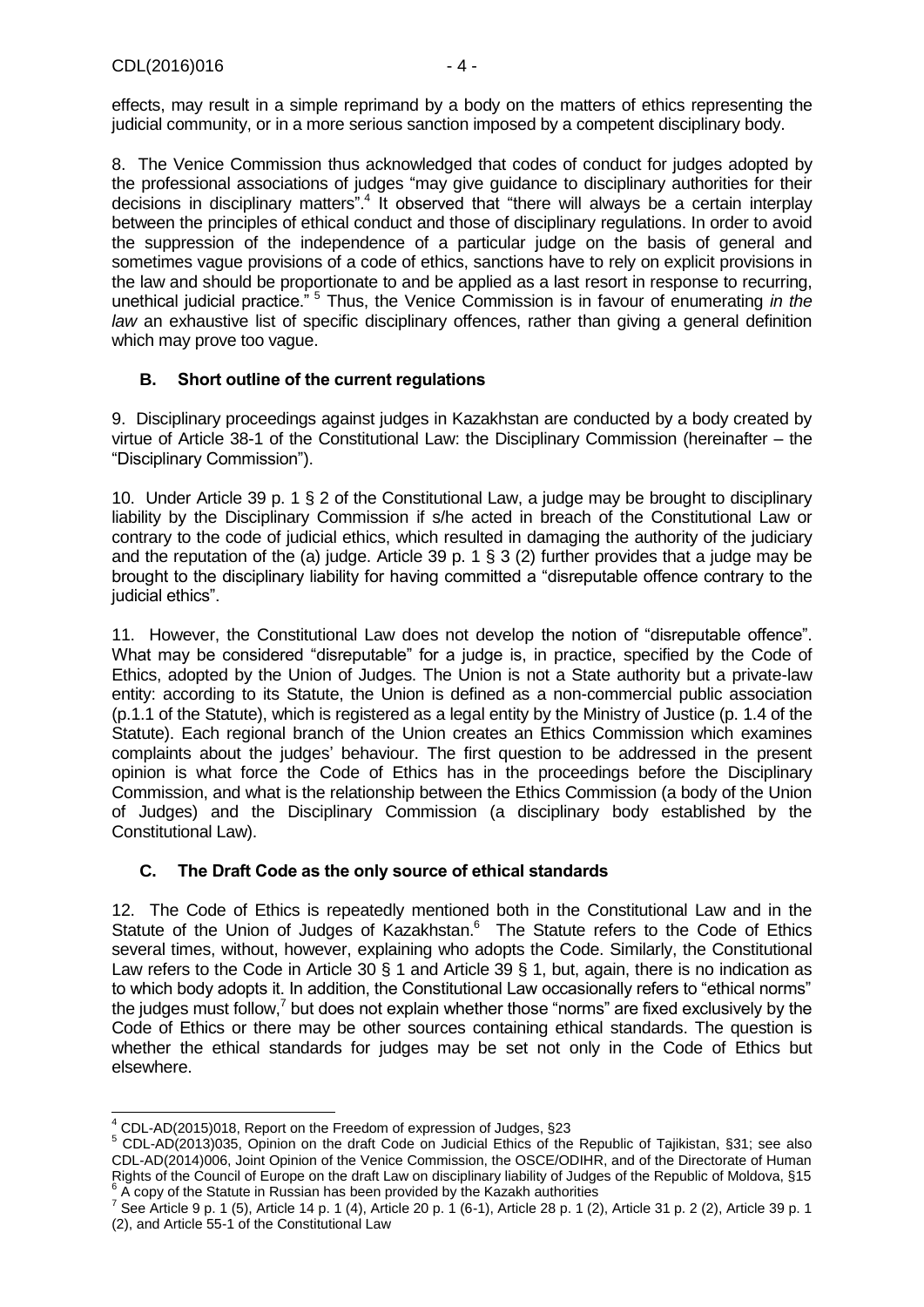effects, may result in a simple reprimand by a body on the matters of ethics representing the judicial community, or in a more serious sanction imposed by a competent disciplinary body.

8. The Venice Commission thus acknowledged that codes of conduct for judges adopted by the professional associations of judges "may give guidance to disciplinary authorities for their decisions in disciplinary matters".[4] It observed that "there will always be a certain interplay between the principles of ethical conduct and those of disciplinary regulations. In order to avoid the suppression of the independence of a particular judge on the basis of general and sometimes vague provisions of a code of ethics, sanctions have to rely on explicit provisions in the law and should be proportionate to and be applied as a last resort in response to recurring, unethical judicial practice." [5] Thus, the Venice Commission is in favour of enumerating *in the law* an exhaustive list of specific disciplinary offences, rather than giving a general definition which may prove too vague.

### B. Short outline of the current regulations

9. Disciplinary proceedings against judges in Kazakhstan are conducted by a body created by virtue of Article 38-1 of the Constitutional Law: the Disciplinary Commission (hereinafter – the "Disciplinary Commission").

10. Under Article 39 p. 1 § 2 of the Constitutional Law, a judge may be brought to disciplinary liability by the Disciplinary Commission if s/he acted in breach of the Constitutional Law or contrary to the code of judicial ethics, which resulted in damaging the authority of the judiciary and the reputation of the (a) judge. Article 39 p. 1 § 3 (2) further provides that a judge may be brought to the disciplinary liability for having committed a "disreputable offence contrary to the judicial ethics".

11. However, the Constitutional Law does not develop the notion of "disreputable offence". What may be considered "disreputable" for a judge is, in practice, specified by the Code of Ethics, adopted by the Union of Judges. The Union is not a State authority but a private-law entity: according to its Statute, the Union is defined as a non-commercial public association (p.1.1 of the Statute), which is registered as a legal entity by the Ministry of Justice (p. 1.4 of the Statute). Each regional branch of the Union creates an Ethics Commission which examines complaints about the judges' behaviour. The first question to be addressed in the present opinion is what force the Code of Ethics has in the proceedings before the Disciplinary Commission, and what is the relationship between the Ethics Commission (a body of the Union of Judges) and the Disciplinary Commission (a disciplinary body established by the Constitutional Law).

### C. The Draft Code as the only source of ethical standards

12. The Code of Ethics is repeatedly mentioned both in the Constitutional Law and in the Statute of the Union of Judges of Kazakhstan.[6] The Statute refers to the Code of Ethics several times, without, however, explaining who adopts the Code. Similarly, the Constitutional Law refers to the Code in Article 30 § 1 and Article 39 § 1, but, again, there is no indication as to which body adopts it. In addition, the Constitutional Law occasionally refers to "ethical norms" the judges must follow,[7] but does not explain whether those "norms" are fixed exclusively by the Code of Ethics or there may be other sources containing ethical standards. The question is whether the ethical standards for judges may be set not only in the Code of Ethics but elsewhere.

---

[4] CDL-AD(2015)018, Report on the Freedom of expression of Judges, §23

[5] CDL-AD(2013)035, Opinion on the draft Code on Judicial Ethics of the Republic of Tajikistan, §31; see also CDL-AD(2014)006, Joint Opinion of the Venice Commission, the OSCE/ODIHR, and of the Directorate of Human Rights of the Council of Europe on the draft Law on disciplinary liability of Judges of the Republic of Moldova, §15

[6] A copy of the Statute in Russian has been provided by the Kazakh authorities

[7] See Article 9 p. 1 (5), Article 14 p. 1 (4), Article 20 p. 1 (6-1), Article 28 p. 1 (2), Article 31 p. 2 (2), Article 39 p. 1 (2), and Article 55-1 of the Constitutional Law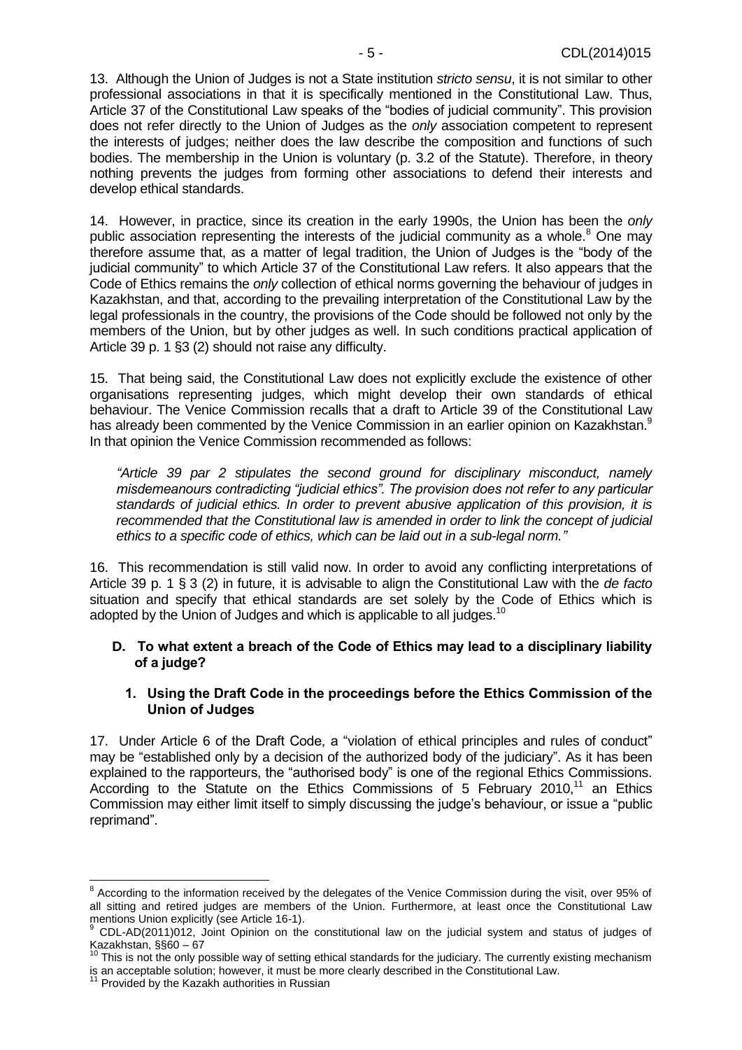13. Although the Union of Judges is not a State institution *stricto sensu*, it is not similar to other professional associations in that it is specifically mentioned in the Constitutional Law. Thus, Article 37 of the Constitutional Law speaks of the "bodies of judicial community". This provision does not refer directly to the Union of Judges as the *only* association competent to represent the interests of judges; neither does the law describe the composition and functions of such bodies. The membership in the Union is voluntary (p. 3.2 of the Statute). Therefore, in theory nothing prevents the judges from forming other associations to defend their interests and develop ethical standards.

14. However, in practice, since its creation in the early 1990s, the Union has been the *only* public association representing the interests of the judicial community as a whole.[8] One may therefore assume that, as a matter of legal tradition, the Union of Judges is the "body of the judicial community" to which Article 37 of the Constitutional Law refers. It also appears that the Code of Ethics remains the *only* collection of ethical norms governing the behaviour of judges in Kazakhstan, and that, according to the prevailing interpretation of the Constitutional Law by the legal professionals in the country, the provisions of the Code should be followed not only by the members of the Union, but by other judges as well. In such conditions practical application of Article 39 p. 1 §3 (2) should not raise any difficulty.

15. That being said, the Constitutional Law does not explicitly exclude the existence of other organisations representing judges, which might develop their own standards of ethical behaviour. The Venice Commission recalls that a draft to Article 39 of the Constitutional Law has already been commented by the Venice Commission in an earlier opinion on Kazakhstan.[9] In that opinion the Venice Commission recommended as follows:

> *"Article 39 par 2 stipulates the second ground for disciplinary misconduct, namely misdemeanours contradicting "judicial ethics". The provision does not refer to any particular standards of judicial ethics. In order to prevent abusive application of this provision, it is recommended that the Constitutional law is amended in order to link the concept of judicial ethics to a specific code of ethics, which can be laid out in a sub-legal norm."*

16. This recommendation is still valid now. In order to avoid any conflicting interpretations of Article 39 p. 1 § 3 (2) in future, it is advisable to align the Constitutional Law with the *de facto* situation and specify that ethical standards are set solely by the Code of Ethics which is adopted by the Union of Judges and which is applicable to all judges.[10]

### D. To what extent a breach of the Code of Ethics may lead to a disciplinary liability of a judge?

#### 1. Using the Draft Code in the proceedings before the Ethics Commission of the Union of Judges

17. Under Article 6 of the Draft Code, a "violation of ethical principles and rules of conduct" may be "established only by a decision of the authorized body of the judiciary". As it has been explained to the rapporteurs, the "authorised body" is one of the regional Ethics Commissions. According to the Statute on the Ethics Commissions of 5 February 2010,[11] an Ethics Commission may either limit itself to simply discussing the judge's behaviour, or issue a "public reprimand".

---

[8] According to the information received by the delegates of the Venice Commission during the visit, over 95% of all sitting and retired judges are members of the Union. Furthermore, at least once the Constitutional Law mentions Union explicitly (see Article 16-1).

[9] CDL-AD(2011)012, Joint Opinion on the constitutional law on the judicial system and status of judges of Kazakhstan, §§60 – 67

[10] This is not the only possible way of setting ethical standards for the judiciary. The currently existing mechanism is an acceptable solution; however, it must be more clearly described in the Constitutional Law.

[11] Provided by the Kazakh authorities in Russian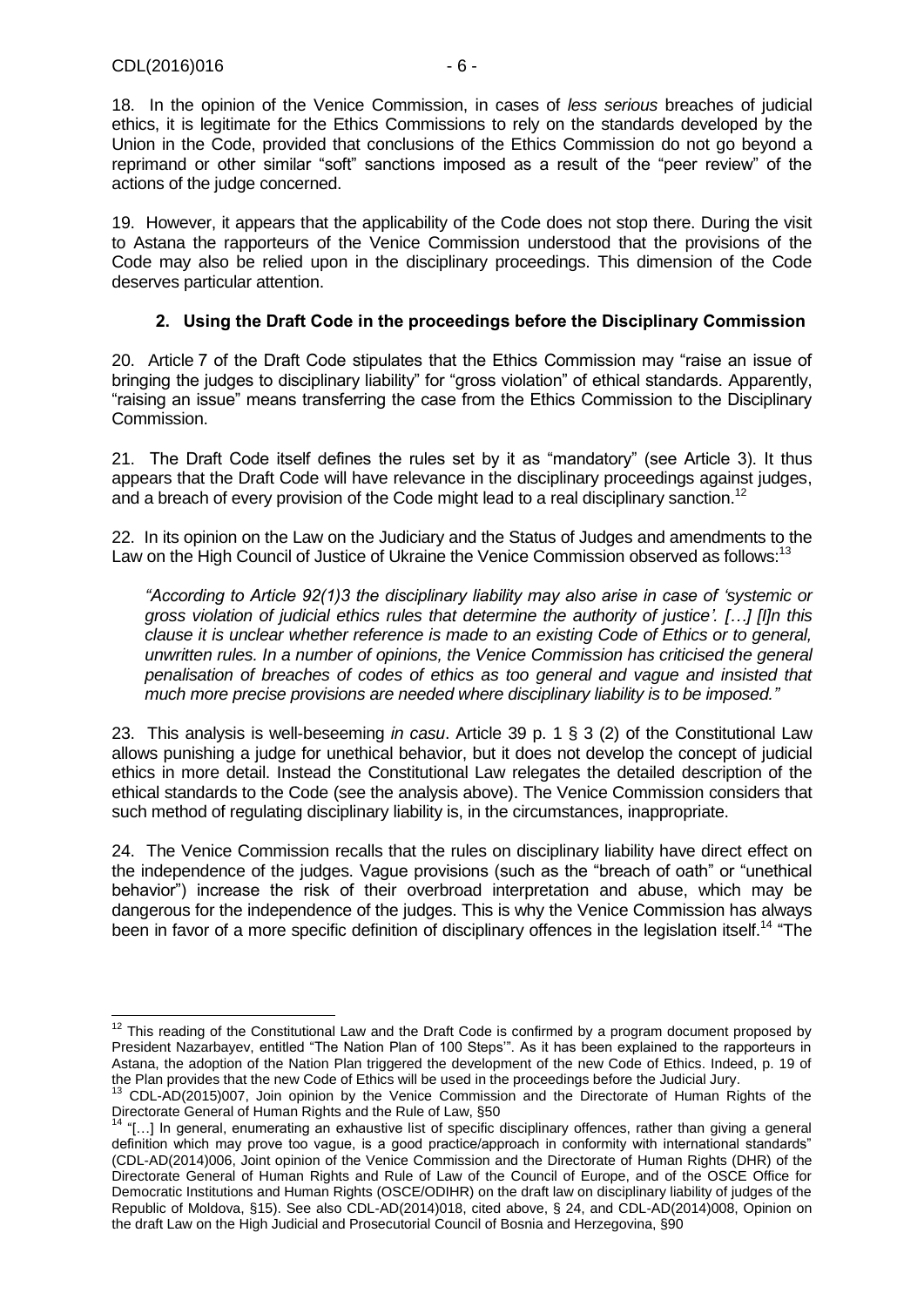18. In the opinion of the Venice Commission, in cases of *less serious* breaches of judicial ethics, it is legitimate for the Ethics Commissions to rely on the standards developed by the Union in the Code, provided that conclusions of the Ethics Commission do not go beyond a reprimand or other similar "soft" sanctions imposed as a result of the "peer review" of the actions of the judge concerned.

19. However, it appears that the applicability of the Code does not stop there. During the visit to Astana the rapporteurs of the Venice Commission understood that the provisions of the Code may also be relied upon in the disciplinary proceedings. This dimension of the Code deserves particular attention.

### 2. Using the Draft Code in the proceedings before the Disciplinary Commission

20. Article 7 of the Draft Code stipulates that the Ethics Commission may "raise an issue of bringing the judges to disciplinary liability" for "gross violation" of ethical standards. Apparently, "raising an issue" means transferring the case from the Ethics Commission to the Disciplinary Commission.

21. The Draft Code itself defines the rules set by it as "mandatory" (see Article 3). It thus appears that the Draft Code will have relevance in the disciplinary proceedings against judges, and a breach of every provision of the Code might lead to a real disciplinary sanction.[12]

22. In its opinion on the Law on the Judiciary and the Status of Judges and amendments to the Law on the High Council of Justice of Ukraine the Venice Commission observed as follows:[13]

> *"According to Article 92(1)3 the disciplinary liability may also arise in case of 'systemic or gross violation of judicial ethics rules that determine the authority of justice'. […] [I]n this clause it is unclear whether reference is made to an existing Code of Ethics or to general, unwritten rules. In a number of opinions, the Venice Commission has criticised the general penalisation of breaches of codes of ethics as too general and vague and insisted that much more precise provisions are needed where disciplinary liability is to be imposed."*

23. This analysis is well-beseeming *in casu*. Article 39 p. 1 § 3 (2) of the Constitutional Law allows punishing a judge for unethical behavior, but it does not develop the concept of judicial ethics in more detail. Instead the Constitutional Law relegates the detailed description of the ethical standards to the Code (see the analysis above). The Venice Commission considers that such method of regulating disciplinary liability is, in the circumstances, inappropriate.

24. The Venice Commission recalls that the rules on disciplinary liability have direct effect on the independence of the judges. Vague provisions (such as the "breach of oath" or "unethical behavior") increase the risk of their overbroad interpretation and abuse, which may be dangerous for the independence of the judges. This is why the Venice Commission has always been in favor of a more specific definition of disciplinary offences in the legislation itself.[14] "The

---

[12] This reading of the Constitutional Law and the Draft Code is confirmed by a program document proposed by President Nazarbayev, entitled "The Nation Plan of 100 Steps'". As it has been explained to the rapporteurs in Astana, the adoption of the Nation Plan triggered the development of the new Code of Ethics. Indeed, p. 19 of the Plan provides that the new Code of Ethics will be used in the proceedings before the Judicial Jury.

[13] CDL-AD(2015)007, Join opinion by the Venice Commission and the Directorate of Human Rights of the Directorate General of Human Rights and the Rule of Law, §50

[14] "[…] In general, enumerating an exhaustive list of specific disciplinary offences, rather than giving a general definition which may prove too vague, is a good practice/approach in conformity with international standards" (CDL-AD(2014)006, Joint opinion of the Venice Commission and the Directorate of Human Rights (DHR) of the Directorate General of Human Rights and Rule of Law of the Council of Europe, and of the OSCE Office for Democratic Institutions and Human Rights (OSCE/ODIHR) on the draft law on disciplinary liability of judges of the Republic of Moldova, §15). See also CDL-AD(2014)018, cited above, § 24, and CDL-AD(2014)008, Opinion on the draft Law on the High Judicial and Prosecutorial Council of Bosnia and Herzegovina, §90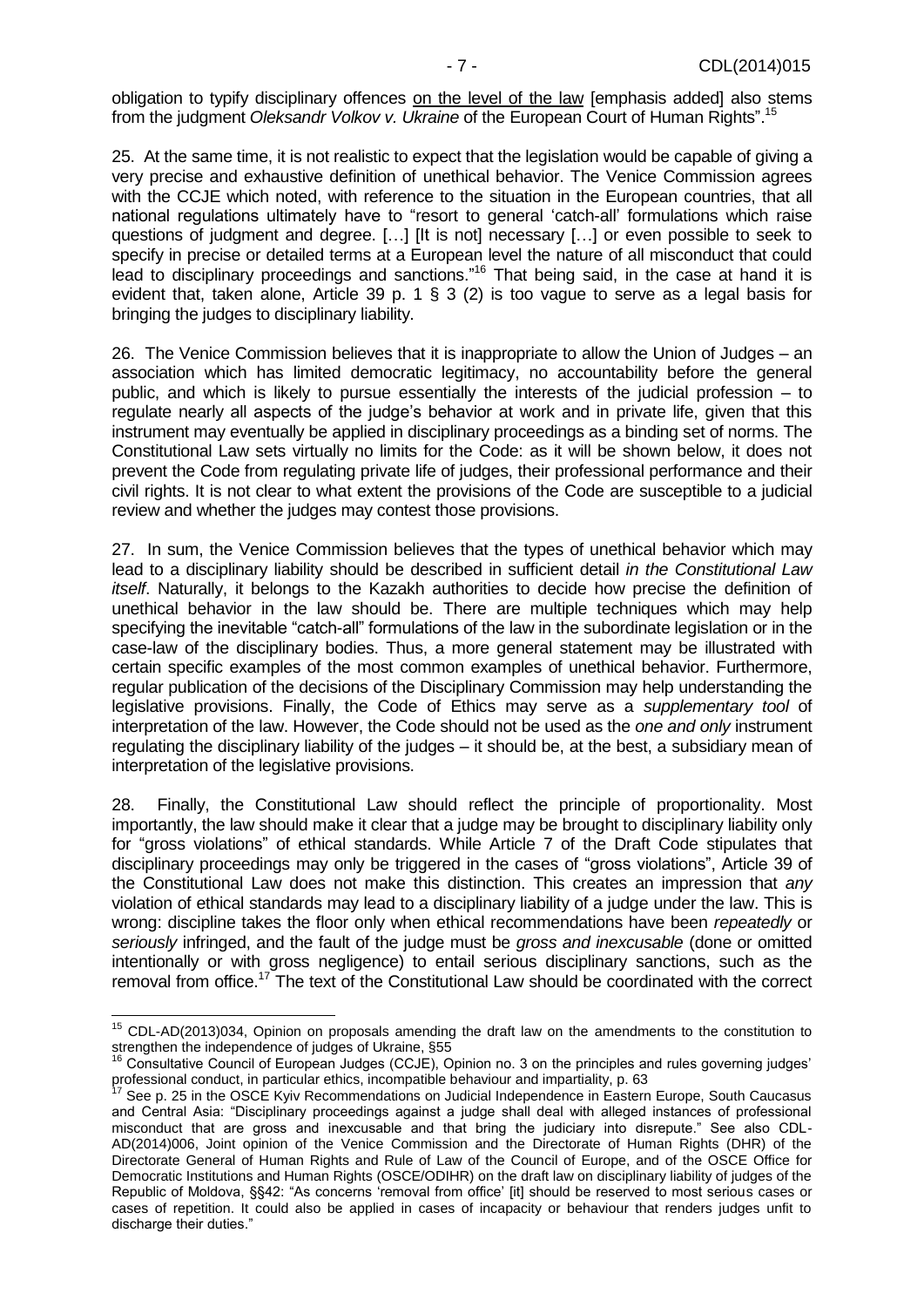obligation to typify disciplinary offences on the level of the law [emphasis added] also stems from the judgment *Oleksandr Volkov v. Ukraine* of the European Court of Human Rights".[15]

25. At the same time, it is not realistic to expect that the legislation would be capable of giving a very precise and exhaustive definition of unethical behavior. The Venice Commission agrees with the CCJE which noted, with reference to the situation in the European countries, that all national regulations ultimately have to "resort to general 'catch-all' formulations which raise questions of judgment and degree. […] [It is not] necessary […] or even possible to seek to specify in precise or detailed terms at a European level the nature of all misconduct that could lead to disciplinary proceedings and sanctions."[16] That being said, in the case at hand it is evident that, taken alone, Article 39 p. 1 § 3 (2) is too vague to serve as a legal basis for bringing the judges to disciplinary liability.

26. The Venice Commission believes that it is inappropriate to allow the Union of Judges – an association which has limited democratic legitimacy, no accountability before the general public, and which is likely to pursue essentially the interests of the judicial profession – to regulate nearly all aspects of the judge's behavior at work and in private life, given that this instrument may eventually be applied in disciplinary proceedings as a binding set of norms. The Constitutional Law sets virtually no limits for the Code: as it will be shown below, it does not prevent the Code from regulating private life of judges, their professional performance and their civil rights. It is not clear to what extent the provisions of the Code are susceptible to a judicial review and whether the judges may contest those provisions.

27. In sum, the Venice Commission believes that the types of unethical behavior which may lead to a disciplinary liability should be described in sufficient detail *in the Constitutional Law itself*. Naturally, it belongs to the Kazakh authorities to decide how precise the definition of unethical behavior in the law should be. There are multiple techniques which may help specifying the inevitable "catch-all" formulations of the law in the subordinate legislation or in the case-law of the disciplinary bodies. Thus, a more general statement may be illustrated with certain specific examples of the most common examples of unethical behavior. Furthermore, regular publication of the decisions of the Disciplinary Commission may help understanding the legislative provisions. Finally, the Code of Ethics may serve as a *supplementary tool* of interpretation of the law. However, the Code should not be used as the *one and only* instrument regulating the disciplinary liability of the judges – it should be, at the best, a subsidiary mean of interpretation of the legislative provisions.

28. Finally, the Constitutional Law should reflect the principle of proportionality. Most importantly, the law should make it clear that a judge may be brought to disciplinary liability only for "gross violations" of ethical standards. While Article 7 of the Draft Code stipulates that disciplinary proceedings may only be triggered in the cases of "gross violations", Article 39 of the Constitutional Law does not make this distinction. This creates an impression that *any* violation of ethical standards may lead to a disciplinary liability of a judge under the law. This is wrong: discipline takes the floor only when ethical recommendations have been *repeatedly* or *seriously* infringed, and the fault of the judge must be *gross and inexcusable* (done or omitted intentionally or with gross negligence) to entail serious disciplinary sanctions, such as the removal from office.[17] The text of the Constitutional Law should be coordinated with the correct

---

[15] CDL-AD(2013)034, Opinion on proposals amending the draft law on the amendments to the constitution to strengthen the independence of judges of Ukraine, §55

[16] Consultative Council of European Judges (CCJE), Opinion no. 3 on the principles and rules governing judges' professional conduct, in particular ethics, incompatible behaviour and impartiality, p. 63

[17] See p. 25 in the OSCE Kyiv Recommendations on Judicial Independence in Eastern Europe, South Caucasus and Central Asia: "Disciplinary proceedings against a judge shall deal with alleged instances of professional misconduct that are gross and inexcusable and that bring the judiciary into disrepute." See also CDL-AD(2014)006, Joint opinion of the Venice Commission and the Directorate of Human Rights (DHR) of the Directorate General of Human Rights and Rule of Law of the Council of Europe, and of the OSCE Office for Democratic Institutions and Human Rights (OSCE/ODIHR) on the draft law on disciplinary liability of judges of the Republic of Moldova, §§42: "As concerns 'removal from office' [it] should be reserved to most serious cases or cases of repetition. It could also be applied in cases of incapacity or behaviour that renders judges unfit to discharge their duties."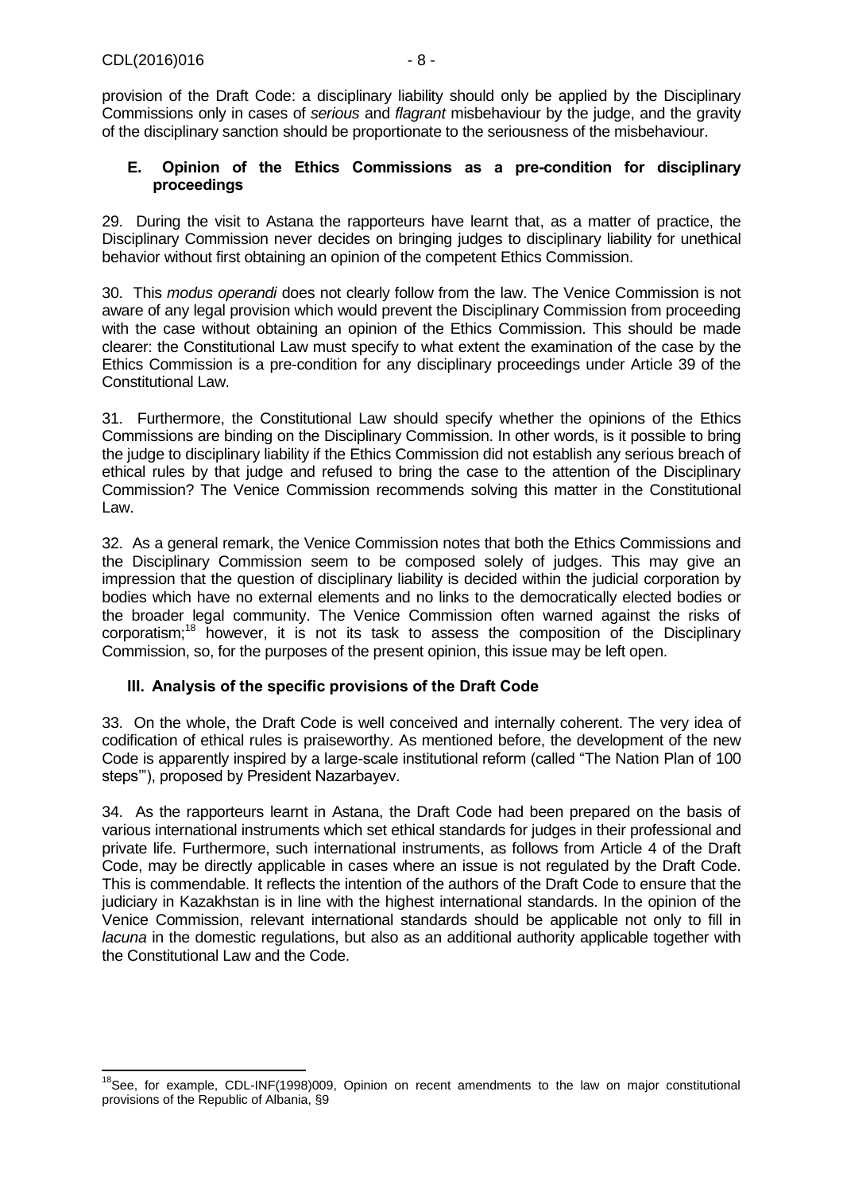provision of the Draft Code: a disciplinary liability should only be applied by the Disciplinary Commissions only in cases of *serious* and *flagrant* misbehaviour by the judge, and the gravity of the disciplinary sanction should be proportionate to the seriousness of the misbehaviour.

### E. Opinion of the Ethics Commissions as a pre-condition for disciplinary proceedings

29. During the visit to Astana the rapporteurs have learnt that, as a matter of practice, the Disciplinary Commission never decides on bringing judges to disciplinary liability for unethical behavior without first obtaining an opinion of the competent Ethics Commission.

30. This *modus operandi* does not clearly follow from the law. The Venice Commission is not aware of any legal provision which would prevent the Disciplinary Commission from proceeding with the case without obtaining an opinion of the Ethics Commission. This should be made clearer: the Constitutional Law must specify to what extent the examination of the case by the Ethics Commission is a pre-condition for any disciplinary proceedings under Article 39 of the Constitutional Law.

31. Furthermore, the Constitutional Law should specify whether the opinions of the Ethics Commissions are binding on the Disciplinary Commission. In other words, is it possible to bring the judge to disciplinary liability if the Ethics Commission did not establish any serious breach of ethical rules by that judge and refused to bring the case to the attention of the Disciplinary Commission? The Venice Commission recommends solving this matter in the Constitutional Law.

32. As a general remark, the Venice Commission notes that both the Ethics Commissions and the Disciplinary Commission seem to be composed solely of judges. This may give an impression that the question of disciplinary liability is decided within the judicial corporation by bodies which have no external elements and no links to the democratically elected bodies or the broader legal community. The Venice Commission often warned against the risks of corporatism;[18] however, it is not its task to assess the composition of the Disciplinary Commission, so, for the purposes of the present opinion, this issue may be left open.

## III. Analysis of the specific provisions of the Draft Code

33. On the whole, the Draft Code is well conceived and internally coherent. The very idea of codification of ethical rules is praiseworthy. As mentioned before, the development of the new Code is apparently inspired by a large-scale institutional reform (called "The Nation Plan of 100 steps'"), proposed by President Nazarbayev.

34. As the rapporteurs learnt in Astana, the Draft Code had been prepared on the basis of various international instruments which set ethical standards for judges in their professional and private life. Furthermore, such international instruments, as follows from Article 4 of the Draft Code, may be directly applicable in cases where an issue is not regulated by the Draft Code. This is commendable. It reflects the intention of the authors of the Draft Code to ensure that the judiciary in Kazakhstan is in line with the highest international standards. In the opinion of the Venice Commission, relevant international standards should be applicable not only to fill in *lacuna* in the domestic regulations, but also as an additional authority applicable together with the Constitutional Law and the Code.

---

[18] See, for example, CDL-INF(1998)009, Opinion on recent amendments to the law on major constitutional provisions of the Republic of Albania, §9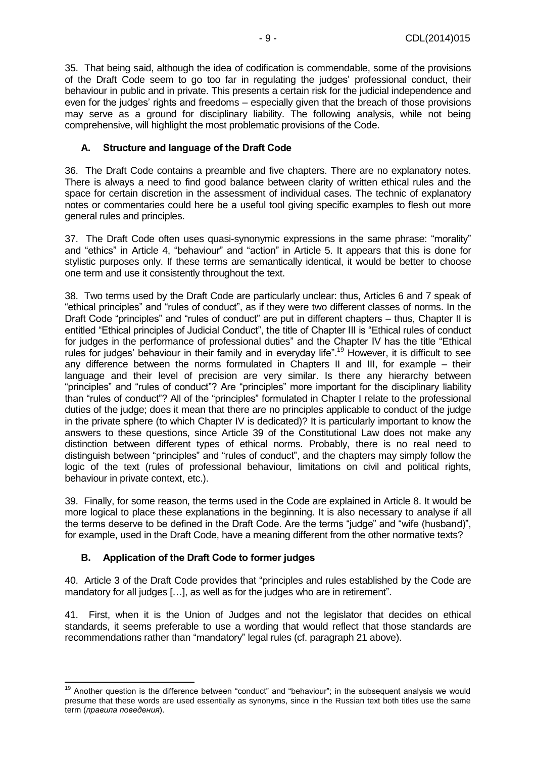35. That being said, although the idea of codification is commendable, some of the provisions of the Draft Code seem to go too far in regulating the judges' professional conduct, their behaviour in public and in private. This presents a certain risk for the judicial independence and even for the judges' rights and freedoms – especially given that the breach of those provisions may serve as a ground for disciplinary liability. The following analysis, while not being comprehensive, will highlight the most problematic provisions of the Code.

### A. Structure and language of the Draft Code

36. The Draft Code contains a preamble and five chapters. There are no explanatory notes. There is always a need to find good balance between clarity of written ethical rules and the space for certain discretion in the assessment of individual cases. The technic of explanatory notes or commentaries could here be a useful tool giving specific examples to flesh out more general rules and principles.

37. The Draft Code often uses quasi-synonymic expressions in the same phrase: "morality" and "ethics" in Article 4, "behaviour" and "action" in Article 5. It appears that this is done for stylistic purposes only. If these terms are semantically identical, it would be better to choose one term and use it consistently throughout the text.

38. Two terms used by the Draft Code are particularly unclear: thus, Articles 6 and 7 speak of "ethical principles" and "rules of conduct", as if they were two different classes of norms. In the Draft Code "principles" and "rules of conduct" are put in different chapters – thus, Chapter II is entitled "Ethical principles of Judicial Conduct", the title of Chapter III is "Ethical rules of conduct for judges in the performance of professional duties" and the Chapter IV has the title "Ethical rules for judges' behaviour in their family and in everyday life".[19] However, it is difficult to see any difference between the norms formulated in Chapters II and III, for example – their language and their level of precision are very similar. Is there any hierarchy between "principles" and "rules of conduct"? Are "principles" more important for the disciplinary liability than "rules of conduct"? All of the "principles" formulated in Chapter I relate to the professional duties of the judge; does it mean that there are no principles applicable to conduct of the judge in the private sphere (to which Chapter IV is dedicated)? It is particularly important to know the answers to these questions, since Article 39 of the Constitutional Law does not make any distinction between different types of ethical norms. Probably, there is no real need to distinguish between "principles" and "rules of conduct", and the chapters may simply follow the logic of the text (rules of professional behaviour, limitations on civil and political rights, behaviour in private context, etc.).

39. Finally, for some reason, the terms used in the Code are explained in Article 8. It would be more logical to place these explanations in the beginning. It is also necessary to analyse if all the terms deserve to be defined in the Draft Code. Are the terms "judge" and "wife (husband)", for example, used in the Draft Code, have a meaning different from the other normative texts?

### B. Application of the Draft Code to former judges

40. Article 3 of the Draft Code provides that "principles and rules established by the Code are mandatory for all judges […], as well as for the judges who are in retirement".

41. First, when it is the Union of Judges and not the legislator that decides on ethical standards, it seems preferable to use a wording that would reflect that those standards are recommendations rather than "mandatory" legal rules (cf. paragraph 21 above).

---

[19] Another question is the difference between "conduct" and "behaviour"; in the subsequent analysis we would presume that these words are used essentially as synonyms, since in the Russian text both titles use the same term (*правила поведения*).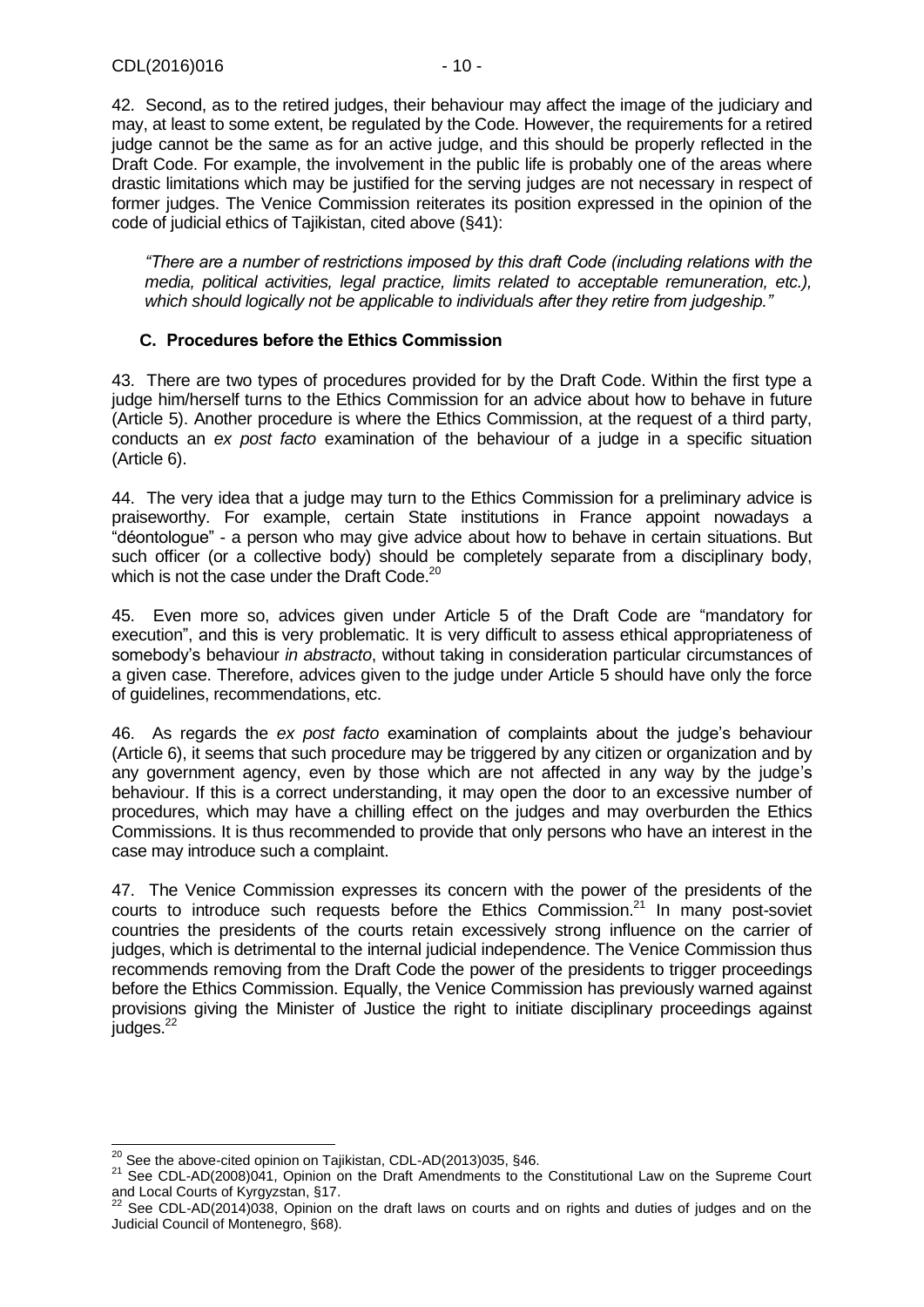42. Second, as to the retired judges, their behaviour may affect the image of the judiciary and may, at least to some extent, be regulated by the Code. However, the requirements for a retired judge cannot be the same as for an active judge, and this should be properly reflected in the Draft Code. For example, the involvement in the public life is probably one of the areas where drastic limitations which may be justified for the serving judges are not necessary in respect of former judges. The Venice Commission reiterates its position expressed in the opinion of the code of judicial ethics of Tajikistan, cited above (§41):

> *"There are a number of restrictions imposed by this draft Code (including relations with the media, political activities, legal practice, limits related to acceptable remuneration, etc.), which should logically not be applicable to individuals after they retire from judgeship."*

### C. Procedures before the Ethics Commission

43. There are two types of procedures provided for by the Draft Code. Within the first type a judge him/herself turns to the Ethics Commission for an advice about how to behave in future (Article 5). Another procedure is where the Ethics Commission, at the request of a third party, conducts an *ex post facto* examination of the behaviour of a judge in a specific situation (Article 6).

44. The very idea that a judge may turn to the Ethics Commission for a preliminary advice is praiseworthy. For example, certain State institutions in France appoint nowadays a "déontologue" - a person who may give advice about how to behave in certain situations. But such officer (or a collective body) should be completely separate from a disciplinary body, which is not the case under the Draft Code.[20]

45. Even more so, advices given under Article 5 of the Draft Code are "mandatory for execution", and this is very problematic. It is very difficult to assess ethical appropriateness of somebody's behaviour *in abstracto*, without taking in consideration particular circumstances of a given case. Therefore, advices given to the judge under Article 5 should have only the force of guidelines, recommendations, etc.

46. As regards the *ex post facto* examination of complaints about the judge's behaviour (Article 6), it seems that such procedure may be triggered by any citizen or organization and by any government agency, even by those which are not affected in any way by the judge's behaviour. If this is a correct understanding, it may open the door to an excessive number of procedures, which may have a chilling effect on the judges and may overburden the Ethics Commissions. It is thus recommended to provide that only persons who have an interest in the case may introduce such a complaint.

47. The Venice Commission expresses its concern with the power of the presidents of the courts to introduce such requests before the Ethics Commission.[21] In many post-soviet countries the presidents of the courts retain excessively strong influence on the carrier of judges, which is detrimental to the internal judicial independence. The Venice Commission thus recommends removing from the Draft Code the power of the presidents to trigger proceedings before the Ethics Commission. Equally, the Venice Commission has previously warned against provisions giving the Minister of Justice the right to initiate disciplinary proceedings against judges.[22]

---

[20] See the above-cited opinion on Tajikistan, CDL-AD(2013)035, §46.

[21] See CDL-AD(2008)041, Opinion on the Draft Amendments to the Constitutional Law on the Supreme Court and Local Courts of Kyrgyzstan, §17.

[22] See CDL-AD(2014)038, Opinion on the draft laws on courts and on rights and duties of judges and on the Judicial Council of Montenegro, §68).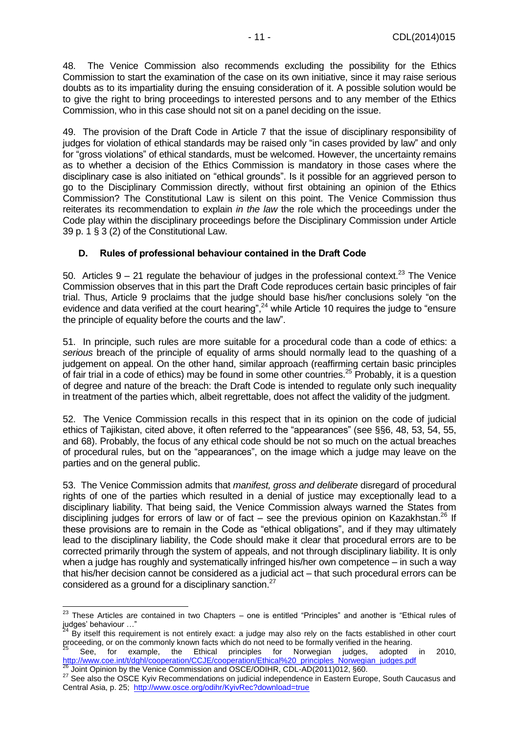48. The Venice Commission also recommends excluding the possibility for the Ethics Commission to start the examination of the case on its own initiative, since it may raise serious doubts as to its impartiality during the ensuing consideration of it. A possible solution would be to give the right to bring proceedings to interested persons and to any member of the Ethics Commission, who in this case should not sit on a panel deciding on the issue.

49. The provision of the Draft Code in Article 7 that the issue of disciplinary responsibility of judges for violation of ethical standards may be raised only "in cases provided by law" and only for "gross violations" of ethical standards, must be welcomed. However, the uncertainty remains as to whether a decision of the Ethics Commission is mandatory in those cases where the disciplinary case is also initiated on "ethical grounds". Is it possible for an aggrieved person to go to the Disciplinary Commission directly, without first obtaining an opinion of the Ethics Commission? The Constitutional Law is silent on this point. The Venice Commission thus reiterates its recommendation to explain *in the law* the role which the proceedings under the Code play within the disciplinary proceedings before the Disciplinary Commission under Article 39 p. 1 § 3 (2) of the Constitutional Law.

## D. Rules of professional behaviour contained in the Draft Code

50. Articles 9 – 21 regulate the behaviour of judges in the professional context.[23] The Venice Commission observes that in this part the Draft Code reproduces certain basic principles of fair trial. Thus, Article 9 proclaims that the judge should base his/her conclusions solely "on the evidence and data verified at the court hearing",[24] while Article 10 requires the judge to "ensure the principle of equality before the courts and the law".

51. In principle, such rules are more suitable for a procedural code than a code of ethics: a *serious* breach of the principle of equality of arms should normally lead to the quashing of a judgement on appeal. On the other hand, similar approach (reaffirming certain basic principles of fair trial in a code of ethics) may be found in some other countries.[25] Probably, it is a question of degree and nature of the breach: the Draft Code is intended to regulate only such inequality in treatment of the parties which, albeit regrettable, does not affect the validity of the judgment.

52. The Venice Commission recalls in this respect that in its opinion on the code of judicial ethics of Tajikistan, cited above, it often referred to the "appearances" (see §§6, 48, 53, 54, 55, and 68). Probably, the focus of any ethical code should be not so much on the actual breaches of procedural rules, but on the "appearances", on the image which a judge may leave on the parties and on the general public.

53. The Venice Commission admits that *manifest, gross and deliberate* disregard of procedural rights of one of the parties which resulted in a denial of justice may exceptionally lead to a disciplinary liability. That being said, the Venice Commission always warned the States from disciplining judges for errors of law or of fact – see the previous opinion on Kazakhstan.[26] If these provisions are to remain in the Code as "ethical obligations", and if they may ultimately lead to the disciplinary liability, the Code should make it clear that procedural errors are to be corrected primarily through the system of appeals, and not through disciplinary liability. It is only when a judge has roughly and systematically infringed his/her own competence – in such a way that his/her decision cannot be considered as a judicial act – that such procedural errors can be considered as a ground for a disciplinary sanction.[27]

---

[23] These Articles are contained in two Chapters – one is entitled "Principles" and another is "Ethical rules of judges' behaviour …"

[24] By itself this requirement is not entirely exact: a judge may also rely on the facts established in other court proceeding, or on the commonly known facts which do not need to be formally verified in the hearing.

[25] See, for example, the Ethical principles for Norwegian judges, adopted in 2010, http://www.coe.int/t/dghl/cooperation/CCJE/cooperation/Ethical%20_principles_Norwegian_judges.pdf

[26] Joint Opinion by the Venice Commission and OSCE/ODIHR, CDL-AD(2011)012, §60.

[27] See also the OSCE Kyiv Recommendations on judicial independence in Eastern Europe, South Caucasus and Central Asia, p. 25; http://www.osce.org/odihr/KyivRec?download=true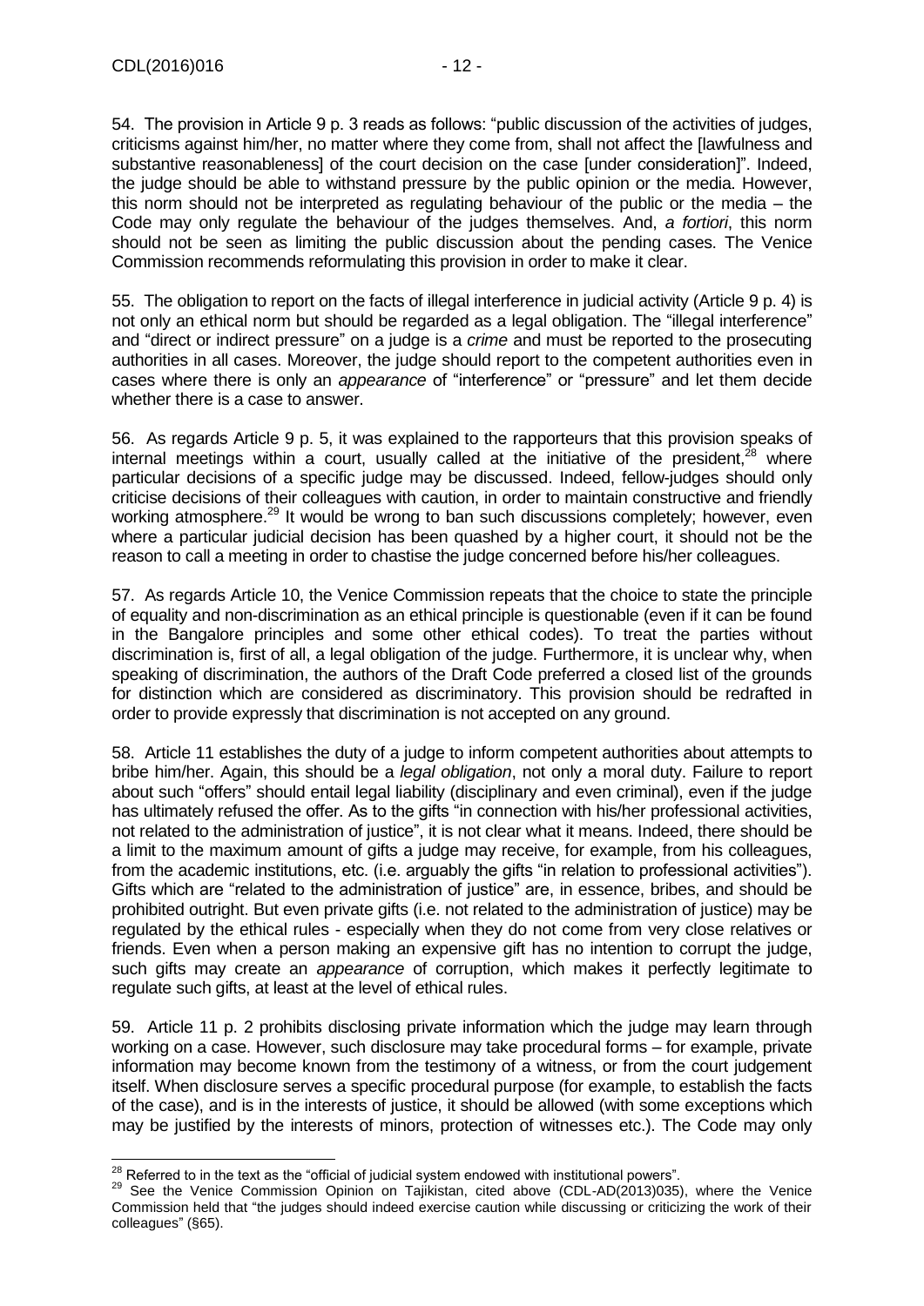54. The provision in Article 9 p. 3 reads as follows: "public discussion of the activities of judges, criticisms against him/her, no matter where they come from, shall not affect the [lawfulness and substantive reasonableness] of the court decision on the case [under consideration]". Indeed, the judge should be able to withstand pressure by the public opinion or the media. However, this norm should not be interpreted as regulating behaviour of the public or the media – the Code may only regulate the behaviour of the judges themselves. And, *a fortiori*, this norm should not be seen as limiting the public discussion about the pending cases. The Venice Commission recommends reformulating this provision in order to make it clear.

55. The obligation to report on the facts of illegal interference in judicial activity (Article 9 p. 4) is not only an ethical norm but should be regarded as a legal obligation. The "illegal interference" and "direct or indirect pressure" on a judge is a *crime* and must be reported to the prosecuting authorities in all cases. Moreover, the judge should report to the competent authorities even in cases where there is only an *appearance* of "interference" or "pressure" and let them decide whether there is a case to answer.

56. As regards Article 9 p. 5, it was explained to the rapporteurs that this provision speaks of internal meetings within a court, usually called at the initiative of the president,[28] where particular decisions of a specific judge may be discussed. Indeed, fellow-judges should only criticise decisions of their colleagues with caution, in order to maintain constructive and friendly working atmosphere.[29] It would be wrong to ban such discussions completely; however, even where a particular judicial decision has been quashed by a higher court, it should not be the reason to call a meeting in order to chastise the judge concerned before his/her colleagues.

57. As regards Article 10, the Venice Commission repeats that the choice to state the principle of equality and non-discrimination as an ethical principle is questionable (even if it can be found in the Bangalore principles and some other ethical codes). To treat the parties without discrimination is, first of all, a legal obligation of the judge. Furthermore, it is unclear why, when speaking of discrimination, the authors of the Draft Code preferred a closed list of the grounds for distinction which are considered as discriminatory. This provision should be redrafted in order to provide expressly that discrimination is not accepted on any ground.

58. Article 11 establishes the duty of a judge to inform competent authorities about attempts to bribe him/her. Again, this should be a *legal obligation*, not only a moral duty. Failure to report about such "offers" should entail legal liability (disciplinary and even criminal), even if the judge has ultimately refused the offer. As to the gifts "in connection with his/her professional activities, not related to the administration of justice", it is not clear what it means. Indeed, there should be a limit to the maximum amount of gifts a judge may receive, for example, from his colleagues, from the academic institutions, etc. (i.e. arguably the gifts "in relation to professional activities"). Gifts which are "related to the administration of justice" are, in essence, bribes, and should be prohibited outright. But even private gifts (i.e. not related to the administration of justice) may be regulated by the ethical rules - especially when they do not come from very close relatives or friends. Even when a person making an expensive gift has no intention to corrupt the judge, such gifts may create an *appearance* of corruption, which makes it perfectly legitimate to regulate such gifts, at least at the level of ethical rules.

59. Article 11 p. 2 prohibits disclosing private information which the judge may learn through working on a case. However, such disclosure may take procedural forms – for example, private information may become known from the testimony of a witness, or from the court judgement itself. When disclosure serves a specific procedural purpose (for example, to establish the facts of the case), and is in the interests of justice, it should be allowed (with some exceptions which may be justified by the interests of minors, protection of witnesses etc.). The Code may only

---

[28] Referred to in the text as the "official of judicial system endowed with institutional powers".

[29] See the Venice Commission Opinion on Tajikistan, cited above (CDL-AD(2013)035), where the Venice Commission held that "the judges should indeed exercise caution while discussing or criticizing the work of their colleagues" (§65).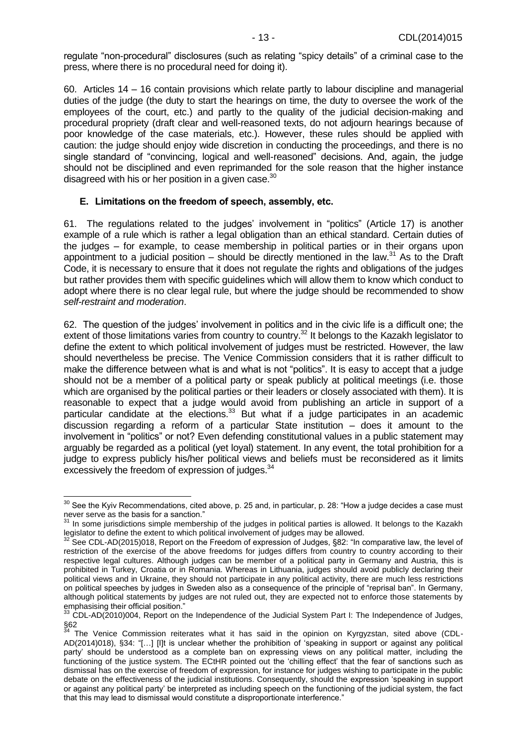regulate "non-procedural" disclosures (such as relating "spicy details" of a criminal case to the press, where there is no procedural need for doing it).

60. Articles 14 – 16 contain provisions which relate partly to labour discipline and managerial duties of the judge (the duty to start the hearings on time, the duty to oversee the work of the employees of the court, etc.) and partly to the quality of the judicial decision-making and procedural propriety (draft clear and well-reasoned texts, do not adjourn hearings because of poor knowledge of the case materials, etc.). However, these rules should be applied with caution: the judge should enjoy wide discretion in conducting the proceedings, and there is no single standard of "convincing, logical and well-reasoned" decisions. And, again, the judge should not be disciplined and even reprimanded for the sole reason that the higher instance disagreed with his or her position in a given case.[30]

### E. Limitations on the freedom of speech, assembly, etc.

61. The regulations related to the judges' involvement in "politics" (Article 17) is another example of a rule which is rather a legal obligation than an ethical standard. Certain duties of the judges – for example, to cease membership in political parties or in their organs upon appointment to a judicial position – should be directly mentioned in the law.[31] As to the Draft Code, it is necessary to ensure that it does not regulate the rights and obligations of the judges but rather provides them with specific guidelines which will allow them to know which conduct to adopt where there is no clear legal rule, but where the judge should be recommended to show *self-restraint and moderation*.

62. The question of the judges' involvement in politics and in the civic life is a difficult one; the extent of those limitations varies from country to country.[32] It belongs to the Kazakh legislator to define the extent to which political involvement of judges must be restricted. However, the law should nevertheless be precise. The Venice Commission considers that it is rather difficult to make the difference between what is and what is not "politics". It is easy to accept that a judge should not be a member of a political party or speak publicly at political meetings (i.e. those which are organised by the political parties or their leaders or closely associated with them). It is reasonable to expect that a judge would avoid from publishing an article in support of a particular candidate at the elections.[33] But what if a judge participates in an academic discussion regarding a reform of a particular State institution – does it amount to the involvement in "politics" or not? Even defending constitutional values in a public statement may arguably be regarded as a political (yet loyal) statement. In any event, the total prohibition for a judge to express publicly his/her political views and beliefs must be reconsidered as it limits excessively the freedom of expression of judges.[34]

---

[30] See the Kyiv Recommendations, cited above, p. 25 and, in particular, p. 28: "How a judge decides a case must never serve as the basis for a sanction."

[31] In some jurisdictions simple membership of the judges in political parties is allowed. It belongs to the Kazakh legislator to define the extent to which political involvement of judges may be allowed.

[32] See CDL-AD(2015)018, Report on the Freedom of expression of Judges, §82: "In comparative law, the level of restriction of the exercise of the above freedoms for judges differs from country to country according to their respective legal cultures. Although judges can be member of a political party in Germany and Austria, this is prohibited in Turkey, Croatia or in Romania. Whereas in Lithuania, judges should avoid publicly declaring their political views and in Ukraine, they should not participate in any political activity, there are much less restrictions on political speeches by judges in Sweden also as a consequence of the principle of "reprisal ban". In Germany, although political statements by judges are not ruled out, they are expected not to enforce those statements by emphasising their official position."

[33] CDL-AD(2010)004, Report on the Independence of the Judicial System Part I: The Independence of Judges, §62

[34] The Venice Commission reiterates what it has said in the opinion on Kyrgyzstan, sited above (CDL-AD(2014)018), §34: "[…] [I]t is unclear whether the prohibition of 'speaking in support or against any political party' should be understood as a complete ban on expressing views on any political matter, including the functioning of the justice system. The ECtHR pointed out the 'chilling effect' that the fear of sanctions such as dismissal has on the exercise of freedom of expression, for instance for judges wishing to participate in the public debate on the effectiveness of the judicial institutions. Consequently, should the expression 'speaking in support or against any political party' be interpreted as including speech on the functioning of the judicial system, the fact that this may lead to dismissal would constitute a disproportionate interference."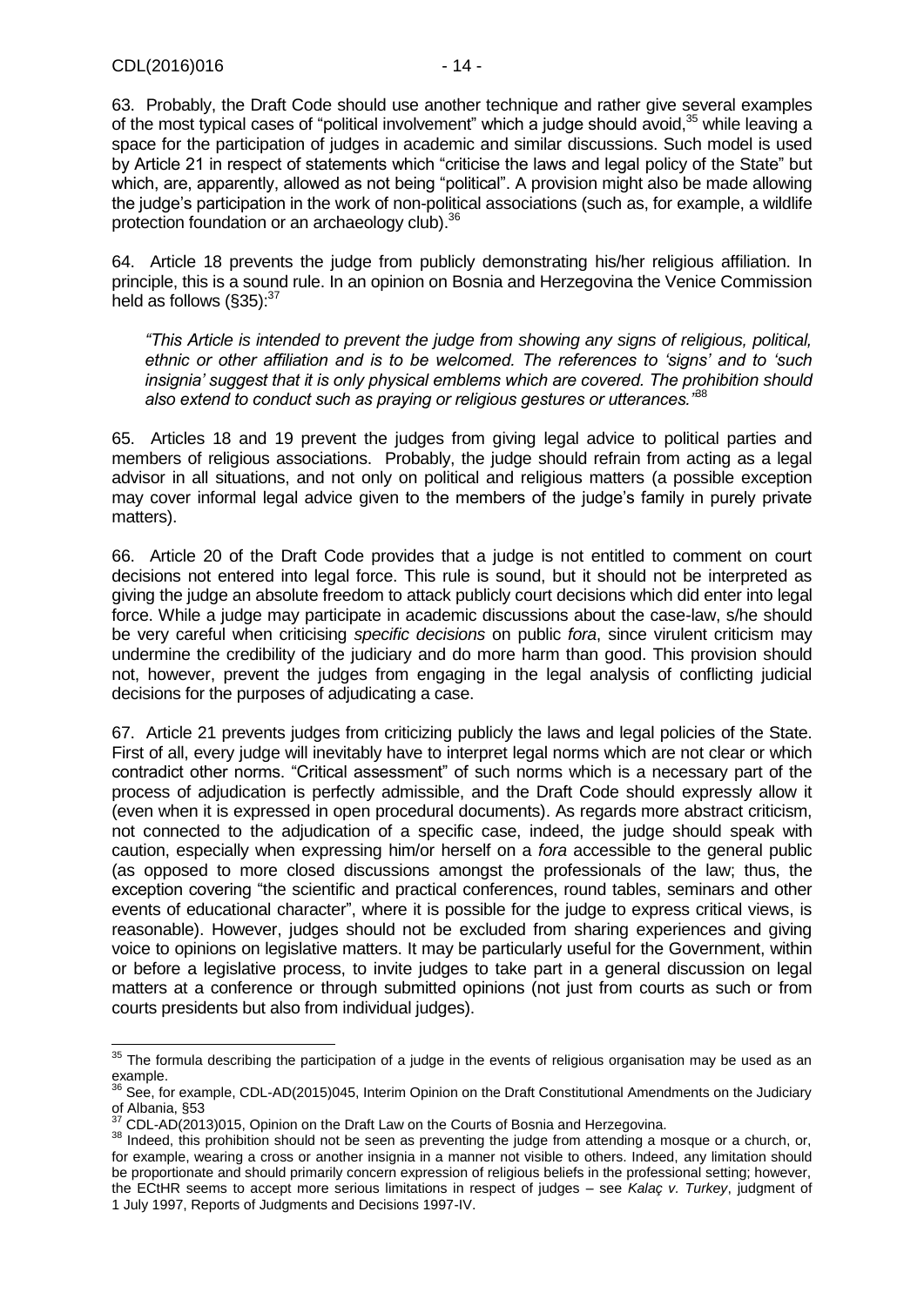63. Probably, the Draft Code should use another technique and rather give several examples of the most typical cases of "political involvement" which a judge should avoid,[35] while leaving a space for the participation of judges in academic and similar discussions. Such model is used by Article 21 in respect of statements which "criticise the laws and legal policy of the State" but which, are, apparently, allowed as not being "political". A provision might also be made allowing the judge's participation in the work of non-political associations (such as, for example, a wildlife protection foundation or an archaeology club).[36]

64. Article 18 prevents the judge from publicly demonstrating his/her religious affiliation. In principle, this is a sound rule. In an opinion on Bosnia and Herzegovina the Venice Commission held as follows (§35):[37]

> *"This Article is intended to prevent the judge from showing any signs of religious, political, ethnic or other affiliation and is to be welcomed. The references to 'signs' and to 'such insignia' suggest that it is only physical emblems which are covered. The prohibition should also extend to conduct such as praying or religious gestures or utterances."*[38]

65. Articles 18 and 19 prevent the judges from giving legal advice to political parties and members of religious associations. Probably, the judge should refrain from acting as a legal advisor in all situations, and not only on political and religious matters (a possible exception may cover informal legal advice given to the members of the judge's family in purely private matters).

66. Article 20 of the Draft Code provides that a judge is not entitled to comment on court decisions not entered into legal force. This rule is sound, but it should not be interpreted as giving the judge an absolute freedom to attack publicly court decisions which did enter into legal force. While a judge may participate in academic discussions about the case-law, s/he should be very careful when criticising *specific decisions* on public *fora*, since virulent criticism may undermine the credibility of the judiciary and do more harm than good. This provision should not, however, prevent the judges from engaging in the legal analysis of conflicting judicial decisions for the purposes of adjudicating a case.

67. Article 21 prevents judges from criticizing publicly the laws and legal policies of the State. First of all, every judge will inevitably have to interpret legal norms which are not clear or which contradict other norms. "Critical assessment" of such norms which is a necessary part of the process of adjudication is perfectly admissible, and the Draft Code should expressly allow it (even when it is expressed in open procedural documents). As regards more abstract criticism, not connected to the adjudication of a specific case, indeed, the judge should speak with caution, especially when expressing him/or herself on a *fora* accessible to the general public (as opposed to more closed discussions amongst the professionals of the law; thus, the exception covering "the scientific and practical conferences, round tables, seminars and other events of educational character", where it is possible for the judge to express critical views, is reasonable). However, judges should not be excluded from sharing experiences and giving voice to opinions on legislative matters. It may be particularly useful for the Government, within or before a legislative process, to invite judges to take part in a general discussion on legal matters at a conference or through submitted opinions (not just from courts as such or from courts presidents but also from individual judges).

---

[35] The formula describing the participation of a judge in the events of religious organisation may be used as an example.

[36] See, for example, CDL-AD(2015)045, Interim Opinion on the Draft Constitutional Amendments on the Judiciary of Albania, §53

[37] CDL-AD(2013)015, Opinion on the Draft Law on the Courts of Bosnia and Herzegovina.

[38] Indeed, this prohibition should not be seen as preventing the judge from attending a mosque or a church, or, for example, wearing a cross or another insignia in a manner not visible to others. Indeed, any limitation should be proportionate and should primarily concern expression of religious beliefs in the professional setting; however, the ECtHR seems to accept more serious limitations in respect of judges – see *Kalaç v. Turkey*, judgment of 1 July 1997, Reports of Judgments and Decisions 1997-IV.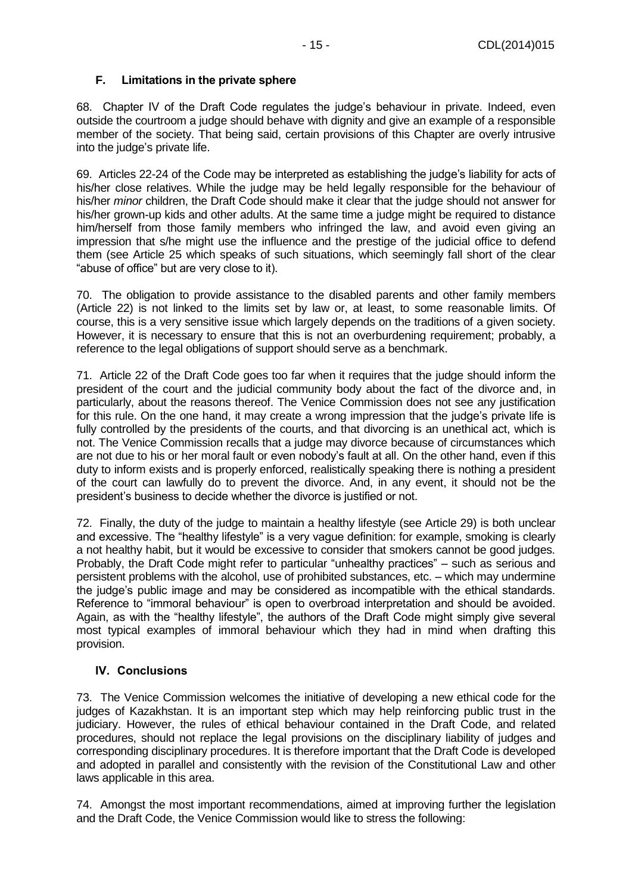### F. Limitations in the private sphere

68. Chapter IV of the Draft Code regulates the judge's behaviour in private. Indeed, even outside the courtroom a judge should behave with dignity and give an example of a responsible member of the society. That being said, certain provisions of this Chapter are overly intrusive into the judge's private life.

69. Articles 22-24 of the Code may be interpreted as establishing the judge's liability for acts of his/her close relatives. While the judge may be held legally responsible for the behaviour of his/her *minor* children, the Draft Code should make it clear that the judge should not answer for his/her grown-up kids and other adults. At the same time a judge might be required to distance him/herself from those family members who infringed the law, and avoid even giving an impression that s/he might use the influence and the prestige of the judicial office to defend them (see Article 25 which speaks of such situations, which seemingly fall short of the clear "abuse of office" but are very close to it).

70. The obligation to provide assistance to the disabled parents and other family members (Article 22) is not linked to the limits set by law or, at least, to some reasonable limits. Of course, this is a very sensitive issue which largely depends on the traditions of a given society. However, it is necessary to ensure that this is not an overburdening requirement; probably, a reference to the legal obligations of support should serve as a benchmark.

71. Article 22 of the Draft Code goes too far when it requires that the judge should inform the president of the court and the judicial community body about the fact of the divorce and, in particularly, about the reasons thereof. The Venice Commission does not see any justification for this rule. On the one hand, it may create a wrong impression that the judge's private life is fully controlled by the presidents of the courts, and that divorcing is an unethical act, which is not. The Venice Commission recalls that a judge may divorce because of circumstances which are not due to his or her moral fault or even nobody's fault at all. On the other hand, even if this duty to inform exists and is properly enforced, realistically speaking there is nothing a president of the court can lawfully do to prevent the divorce. And, in any event, it should not be the president's business to decide whether the divorce is justified or not.

72. Finally, the duty of the judge to maintain a healthy lifestyle (see Article 29) is both unclear and excessive. The "healthy lifestyle" is a very vague definition: for example, smoking is clearly a not healthy habit, but it would be excessive to consider that smokers cannot be good judges. Probably, the Draft Code might refer to particular "unhealthy practices" – such as serious and persistent problems with the alcohol, use of prohibited substances, etc. – which may undermine the judge's public image and may be considered as incompatible with the ethical standards. Reference to "immoral behaviour" is open to overbroad interpretation and should be avoided. Again, as with the "healthy lifestyle", the authors of the Draft Code might simply give several most typical examples of immoral behaviour which they had in mind when drafting this provision.

## IV. Conclusions

73. The Venice Commission welcomes the initiative of developing a new ethical code for the judges of Kazakhstan. It is an important step which may help reinforcing public trust in the judiciary. However, the rules of ethical behaviour contained in the Draft Code, and related procedures, should not replace the legal provisions on the disciplinary liability of judges and corresponding disciplinary procedures. It is therefore important that the Draft Code is developed and adopted in parallel and consistently with the revision of the Constitutional Law and other laws applicable in this area.

74. Amongst the most important recommendations, aimed at improving further the legislation and the Draft Code, the Venice Commission would like to stress the following: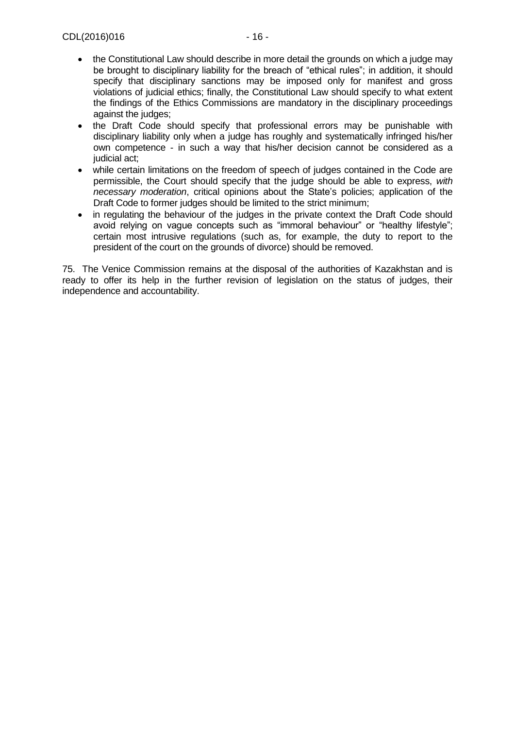- the Constitutional Law should describe in more detail the grounds on which a judge may be brought to disciplinary liability for the breach of “ethical rules”; in addition, it should specify that disciplinary sanctions may be imposed only for manifest and gross violations of judicial ethics; finally, the Constitutional Law should specify to what extent the findings of the Ethics Commissions are mandatory in the disciplinary proceedings against the judges;
- the Draft Code should specify that professional errors may be punishable with disciplinary liability only when a judge has roughly and systematically infringed his/her own competence - in such a way that his/her decision cannot be considered as a judicial act;
- while certain limitations on the freedom of speech of judges contained in the Code are permissible, the Court should specify that the judge should be able to express, *with necessary moderation*, critical opinions about the State’s policies; application of the Draft Code to former judges should be limited to the strict minimum;
- in regulating the behaviour of the judges in the private context the Draft Code should avoid relying on vague concepts such as “immoral behaviour” or “healthy lifestyle”; certain most intrusive regulations (such as, for example, the duty to report to the president of the court on the grounds of divorce) should be removed.

75. The Venice Commission remains at the disposal of the authorities of Kazakhstan and is ready to offer its help in the further revision of legislation on the status of judges, their independence and accountability.